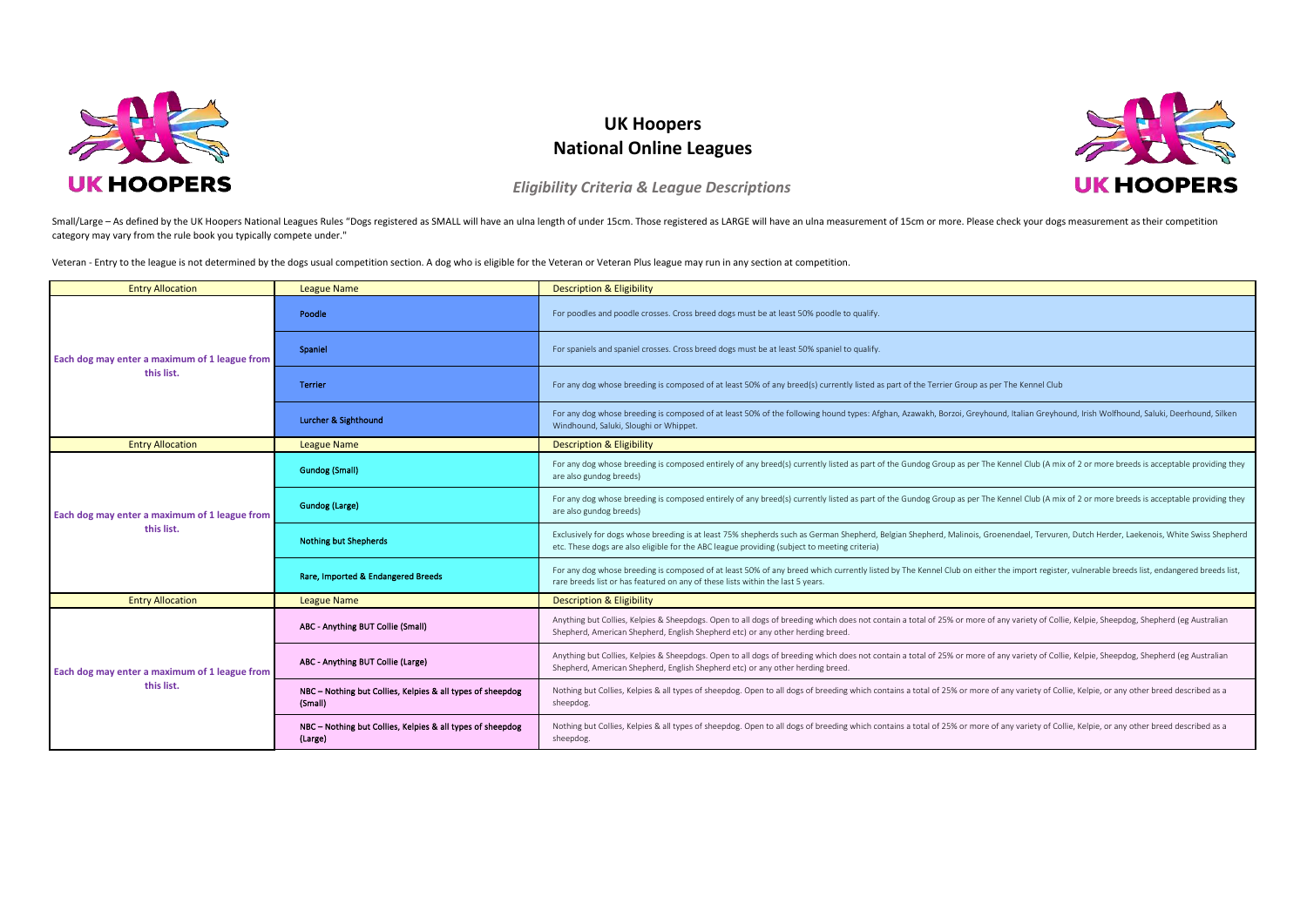# UK Hoopers
# National Online Leagues

*Eligibility Criteria & League Descriptions*

Small/Large – As defined by the UK Hoopers National Leagues Rules "Dogs registered as SMALL will have an ulna length of under 15cm. Those registered as LARGE will have an ulna measurement of 15cm or more. Please check your dogs measurement as their competition category may vary from the rule book you typically compete under."

Veteran - Entry to the league is not determined by the dogs usual competition section. A dog who is eligible for the Veteran or Veteran Plus league may run in any section at competition.

| Entry Allocation | League Name | Description & Eligibility |
|---|---|---|
| **Each dog may enter a maximum of 1 league from this list.** | **Poodle** | For poodles and poodle crosses. Cross breed dogs must be at least 50% poodle to qualify. |
| | **Spaniel** | For spaniels and spaniel crosses. Cross breed dogs must be at least 50% spaniel to qualify. |
| | **Terrier** | For any dog whose breeding is composed of at least 50% of any breed(s) currently listed as part of the Terrier Group as per The Kennel Club |
| | **Lurcher & Sighthound** | For any dog whose breeding is composed of at least 50% of the following hound types: Afghan, Azawakh, Borzoi, Greyhound, Italian Greyhound, Irish Wolfhound, Saluki, Deerhound, Silken Windhound, Saluki, Sloughi or Whippet. |
| Entry Allocation | League Name | Description & Eligibility |
| **Each dog may enter a maximum of 1 league from this list.** | **Gundog (Small)** | For any dog whose breeding is composed entirely of any breed(s) currently listed as part of the Gundog Group as per The Kennel Club (A mix of 2 or more breeds is acceptable providing they are also gundog breeds) |
| | **Gundog (Large)** | For any dog whose breeding is composed entirely of any breed(s) currently listed as part of the Gundog Group as per The Kennel Club (A mix of 2 or more breeds is acceptable providing they are also gundog breeds) |
| | **Nothing but Shepherds** | Exclusively for dogs whose breeding is at least 75% shepherds such as German Shepherd, Belgian Shepherd, Malinois, Groenendael, Tervuren, Dutch Herder, Laekenois, White Swiss Shepherd etc. These dogs are also eligible for the ABC league providing (subject to meeting criteria) |
| | **Rare, Imported & Endangered Breeds** | For any dog whose breeding is composed of at least 50% of any breed which currently listed by The Kennel Club on either the import register, vulnerable breeds list, endangered breeds list, rare breeds list or has featured on any of these lists within the last 5 years. |
| Entry Allocation | League Name | Description & Eligibility |
| **Each dog may enter a maximum of 1 league from this list.** | **ABC - Anything BUT Collie (Small)** | Anything but Collies, Kelpies & Sheepdogs. Open to all dogs of breeding which does not contain a total of 25% or more of any variety of Collie, Kelpie, Sheepdog, Shepherd (eg Australian Shepherd, American Shepherd, English Shepherd etc) or any other herding breed. |
| | **ABC - Anything BUT Collie (Large)** | Anything but Collies, Kelpies & Sheepdogs. Open to all dogs of breeding which does not contain a total of 25% or more of any variety of Collie, Kelpie, Sheepdog, Shepherd (eg Australian Shepherd, American Shepherd, English Shepherd etc) or any other herding breed. |
| | **NBC – Nothing but Collies, Kelpies & all types of sheepdog (Small)** | Nothing but Collies, Kelpies & all types of sheepdog. Open to all dogs of breeding which contains a total of 25% or more of any variety of Collie, Kelpie, or any other breed described as a sheepdog. |
| | **NBC – Nothing but Collies, Kelpies & all types of sheepdog (Large)** | Nothing but Collies, Kelpies & all types of sheepdog. Open to all dogs of breeding which contains a total of 25% or more of any variety of Collie, Kelpie, or any other breed described as a sheepdog. |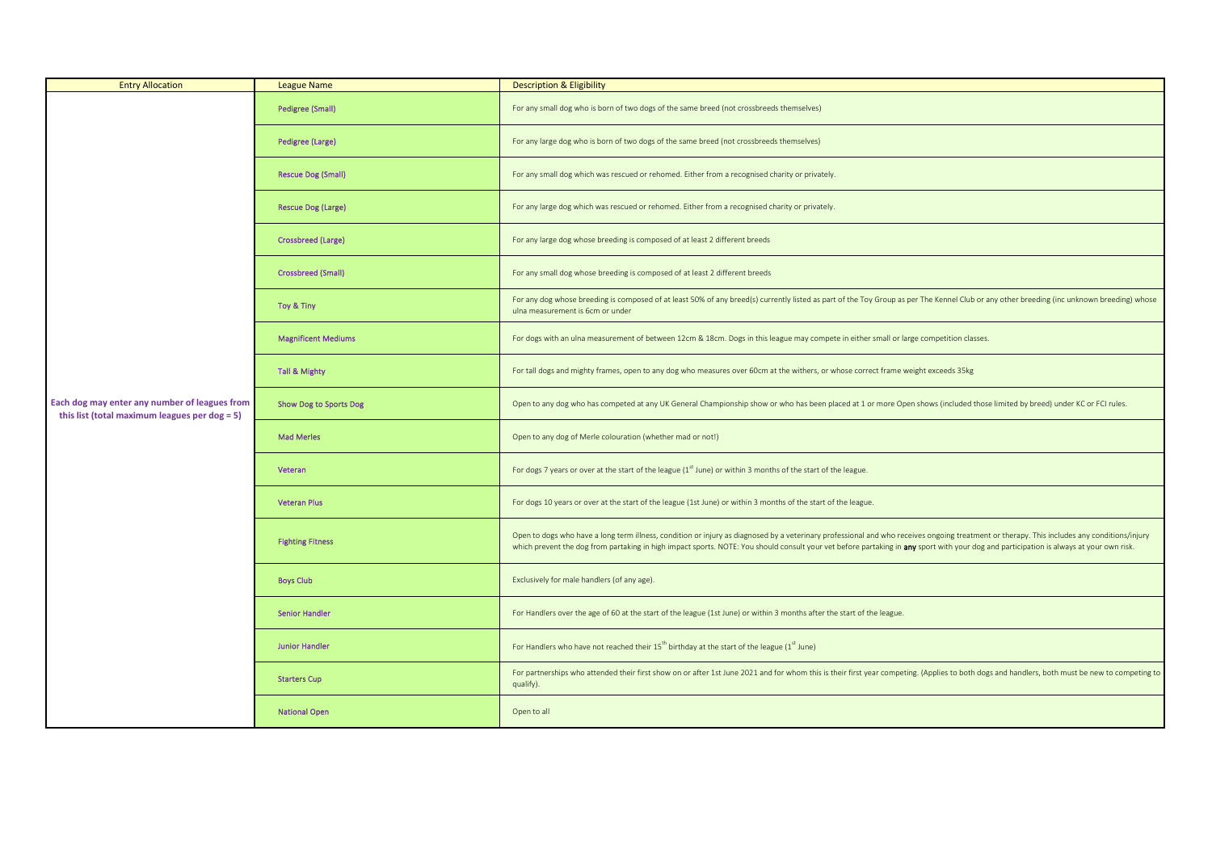| Entry Allocation | League Name | Description & Eligibility |
|---|---|---|
| Each dog may enter any number of leagues from this list (total maximum leagues per dog = 5) | Pedigree (Small) | For any small dog who is born of two dogs of the same breed (not crossbreeds themselves) |
| | Pedigree (Large) | For any large dog who is born of two dogs of the same breed (not crossbreeds themselves) |
| | Rescue Dog (Small) | For any small dog which was rescued or rehomed. Either from a recognised charity or privately. |
| | Rescue Dog (Large) | For any large dog which was rescued or rehomed. Either from a recognised charity or privately. |
| | Crossbreed (Large) | For any large dog whose breeding is composed of at least 2 different breeds |
| | Crossbreed (Small) | For any small dog whose breeding is composed of at least 2 different breeds |
| | Toy & Tiny | For any dog whose breeding is composed of at least 50% of any breed(s) currently listed as part of the Toy Group as per The Kennel Club or any other breeding (inc unknown breeding) whose ulna measurement is 6cm or under |
| | Magnificent Mediums | For dogs with an ulna measurement of between 12cm & 18cm. Dogs in this league may compete in either small or large competition classes. |
| | Tall & Mighty | For tall dogs and mighty frames, open to any dog who measures over 60cm at the withers, or whose correct frame weight exceeds 35kg |
| | Show Dog to Sports Dog | Open to any dog who has competed at any UK General Championship show or who has been placed at 1 or more Open shows (included those limited by breed) under KC or FCI rules. |
| | Mad Merles | Open to any dog of Merle colouration (whether mad or not!) |
| | Veteran | For dogs 7 years or over at the start of the league (1st June) or within 3 months of the start of the league. |
| | Veteran Plus | For dogs 10 years or over at the start of the league (1st June) or within 3 months of the start of the league. |
| | Fighting Fitness | Open to dogs who have a long term illness, condition or injury as diagnosed by a veterinary professional and who receives ongoing treatment or therapy. This includes any conditions/injury which prevent the dog from partaking in high impact sports. NOTE: You should consult your vet before partaking in **any** sport with your dog and participation is always at your own risk. |
| | Boys Club | Exclusively for male handlers (of any age). |
| | Senior Handler | For Handlers over the age of 60 at the start of the league (1st June) or within 3 months after the start of the league. |
| | Junior Handler | For Handlers who have not reached their 15th birthday at the start of the league (1st June) |
| | Starters Cup | For partnerships who attended their first show on or after 1st June 2021 and for whom this is their first year competing. (Applies to both dogs and handlers, both must be new to competing to qualify). |
| | National Open | Open to all |